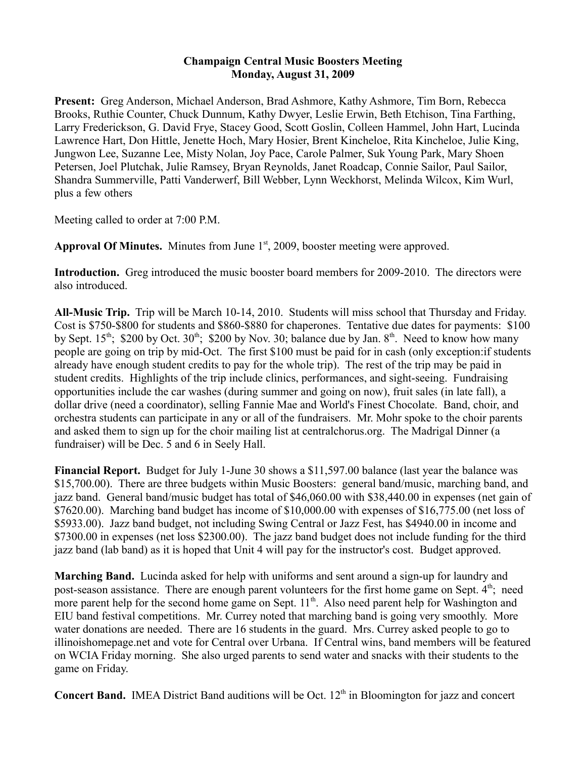**Champaign Central Music Boosters Meeting**
**Monday, August 31, 2009**

**Present:** Greg Anderson, Michael Anderson, Brad Ashmore, Kathy Ashmore, Tim Born, Rebecca Brooks, Ruthie Counter, Chuck Dunnum, Kathy Dwyer, Leslie Erwin, Beth Etchison, Tina Farthing, Larry Frederickson, G. David Frye, Stacey Good, Scott Goslin, Colleen Hammel, John Hart, Lucinda Lawrence Hart, Don Hittle, Jenette Hoch, Mary Hosier, Brent Kincheloe, Rita Kincheloe, Julie King, Jungwon Lee, Suzanne Lee, Misty Nolan, Joy Pace, Carole Palmer, Suk Young Park, Mary Shoen Petersen, Joel Plutchak, Julie Ramsey, Bryan Reynolds, Janet Roadcap, Connie Sailor, Paul Sailor, Shandra Summerville, Patti Vanderwerf, Bill Webber, Lynn Weckhorst, Melinda Wilcox, Kim Wurl, plus a few others

Meeting called to order at 7:00 P.M.

**Approval Of Minutes.** Minutes from June 1st, 2009, booster meeting were approved.

**Introduction.** Greg introduced the music booster board members for 2009-2010. The directors were also introduced.

**All-Music Trip.** Trip will be March 10-14, 2010. Students will miss school that Thursday and Friday. Cost is $750-$800 for students and $860-$880 for chaperones. Tentative due dates for payments: $100 by Sept. 15th; $200 by Oct. 30th; $200 by Nov. 30; balance due by Jan. 8th. Need to know how many people are going on trip by mid-Oct. The first $100 must be paid for in cash (only exception:if students already have enough student credits to pay for the whole trip). The rest of the trip may be paid in student credits. Highlights of the trip include clinics, performances, and sight-seeing. Fundraising opportunities include the car washes (during summer and going on now), fruit sales (in late fall), a dollar drive (need a coordinator), selling Fannie Mae and World's Finest Chocolate. Band, choir, and orchestra students can participate in any or all of the fundraisers. Mr. Mohr spoke to the choir parents and asked them to sign up for the choir mailing list at centralchorus.org. The Madrigal Dinner (a fundraiser) will be Dec. 5 and 6 in Seely Hall.

**Financial Report.** Budget for July 1-June 30 shows a $11,597.00 balance (last year the balance was $15,700.00). There are three budgets within Music Boosters: general band/music, marching band, and jazz band. General band/music budget has total of $46,060.00 with $38,440.00 in expenses (net gain of $7620.00). Marching band budget has income of $10,000.00 with expenses of $16,775.00 (net loss of $5933.00). Jazz band budget, not including Swing Central or Jazz Fest, has $4940.00 in income and $7300.00 in expenses (net loss $2300.00). The jazz band budget does not include funding for the third jazz band (lab band) as it is hoped that Unit 4 will pay for the instructor's cost. Budget approved.

**Marching Band.** Lucinda asked for help with uniforms and sent around a sign-up for laundry and post-season assistance. There are enough parent volunteers for the first home game on Sept. 4th; need more parent help for the second home game on Sept. 11th. Also need parent help for Washington and EIU band festival competitions. Mr. Currey noted that marching band is going very smoothly. More water donations are needed. There are 16 students in the guard. Mrs. Currey asked people to go to illinoishomepage.net and vote for Central over Urbana. If Central wins, band members will be featured on WCIA Friday morning. She also urged parents to send water and snacks with their students to the game on Friday.

**Concert Band.** IMEA District Band auditions will be Oct. 12th in Bloomington for jazz and concert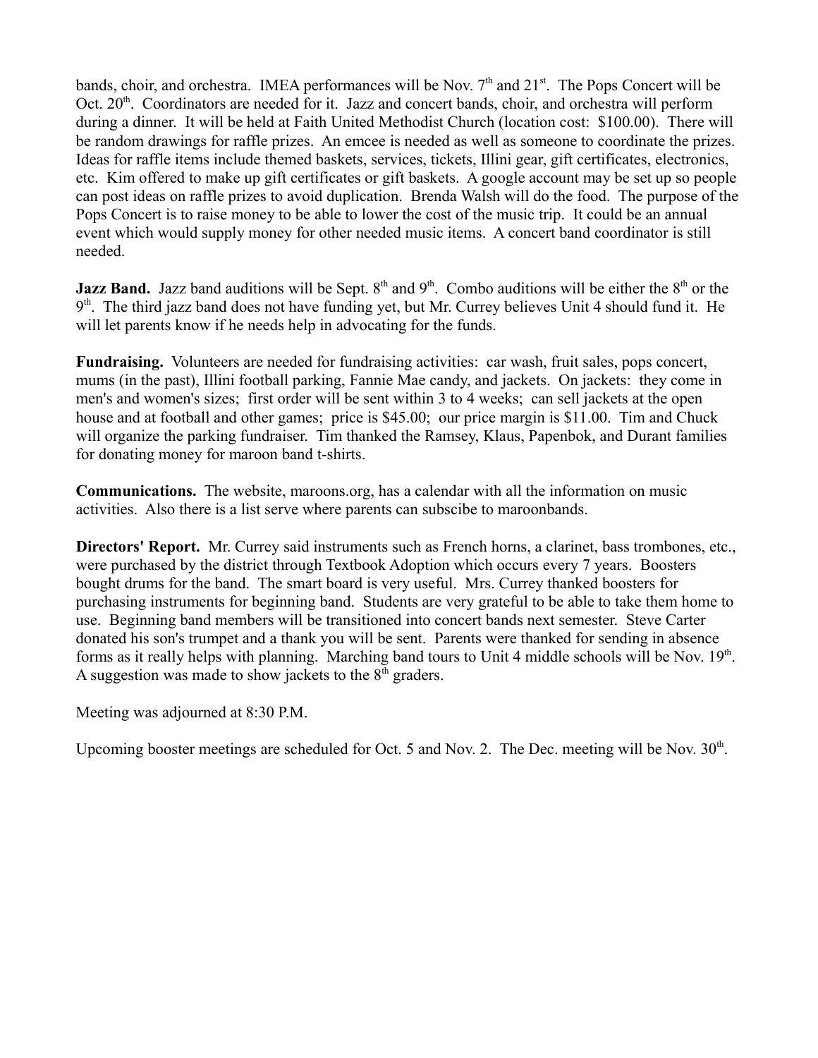bands, choir, and orchestra. IMEA performances will be Nov. 7th and 21st. The Pops Concert will be Oct. 20th. Coordinators are needed for it. Jazz and concert bands, choir, and orchestra will perform during a dinner. It will be held at Faith United Methodist Church (location cost: $100.00). There will be random drawings for raffle prizes. An emcee is needed as well as someone to coordinate the prizes. Ideas for raffle items include themed baskets, services, tickets, Illini gear, gift certificates, electronics, etc. Kim offered to make up gift certificates or gift baskets. A google account may be set up so people can post ideas on raffle prizes to avoid duplication. Brenda Walsh will do the food. The purpose of the Pops Concert is to raise money to be able to lower the cost of the music trip. It could be an annual event which would supply money for other needed music items. A concert band coordinator is still needed.

**Jazz Band.** Jazz band auditions will be Sept. 8th and 9th. Combo auditions will be either the 8th or the 9th. The third jazz band does not have funding yet, but Mr. Currey believes Unit 4 should fund it. He will let parents know if he needs help in advocating for the funds.

**Fundraising.** Volunteers are needed for fundraising activities: car wash, fruit sales, pops concert, mums (in the past), Illini football parking, Fannie Mae candy, and jackets. On jackets: they come in men's and women's sizes; first order will be sent within 3 to 4 weeks; can sell jackets at the open house and at football and other games; price is $45.00; our price margin is $11.00. Tim and Chuck will organize the parking fundraiser. Tim thanked the Ramsey, Klaus, Papenbok, and Durant families for donating money for maroon band t-shirts.

**Communications.** The website, maroons.org, has a calendar with all the information on music activities. Also there is a list serve where parents can subscibe to maroonbands.

**Directors' Report.** Mr. Currey said instruments such as French horns, a clarinet, bass trombones, etc., were purchased by the district through Textbook Adoption which occurs every 7 years. Boosters bought drums for the band. The smart board is very useful. Mrs. Currey thanked boosters for purchasing instruments for beginning band. Students are very grateful to be able to take them home to use. Beginning band members will be transitioned into concert bands next semester. Steve Carter donated his son's trumpet and a thank you will be sent. Parents were thanked for sending in absence forms as it really helps with planning. Marching band tours to Unit 4 middle schools will be Nov. 19th. A suggestion was made to show jackets to the 8th graders.

Meeting was adjourned at 8:30 P.M.

Upcoming booster meetings are scheduled for Oct. 5 and Nov. 2. The Dec. meeting will be Nov. 30th.